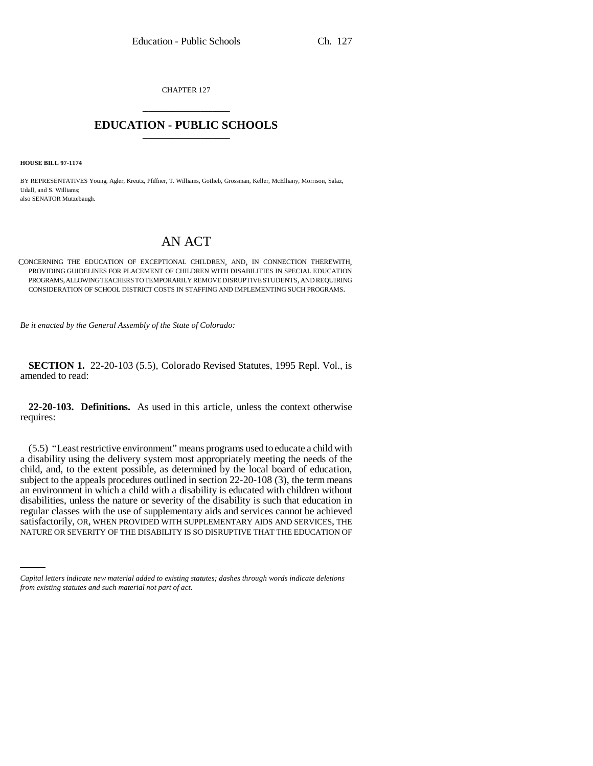CHAPTER 127

# EDUCATION - PUBLIC SCHOOLS

**HOUSE BILL 97-1174**

BY REPRESENTATIVES Young, Agler, Kreutz, Pfiffner, T. Williams, Gotlieb, Grossman, Keller, McElhany, Morrison, Salaz, Udall, and S. Williams;
also SENATOR Mutzebaugh.

# AN ACT

CONCERNING THE EDUCATION OF EXCEPTIONAL CHILDREN, AND, IN CONNECTION THEREWITH, PROVIDING GUIDELINES FOR PLACEMENT OF CHILDREN WITH DISABILITIES IN SPECIAL EDUCATION PROGRAMS, ALLOWING TEACHERS TO TEMPORARILY REMOVE DISRUPTIVE STUDENTS, AND REQUIRING CONSIDERATION OF SCHOOL DISTRICT COSTS IN STAFFING AND IMPLEMENTING SUCH PROGRAMS.

*Be it enacted by the General Assembly of the State of Colorado:*

**SECTION 1.** 22-20-103 (5.5), Colorado Revised Statutes, 1995 Repl. Vol., is amended to read:

**22-20-103. Definitions.** As used in this article, unless the context otherwise requires:

(5.5) "Least restrictive environment" means programs used to educate a child with a disability using the delivery system most appropriately meeting the needs of the child, and, to the extent possible, as determined by the local board of education, subject to the appeals procedures outlined in section 22-20-108 (3), the term means an environment in which a child with a disability is educated with children without disabilities, unless the nature or severity of the disability is such that education in regular classes with the use of supplementary aids and services cannot be achieved satisfactorily, OR, WHEN PROVIDED WITH SUPPLEMENTARY AIDS AND SERVICES, THE NATURE OR SEVERITY OF THE DISABILITY IS SO DISRUPTIVE THAT THE EDUCATION OF

*Capital letters indicate new material added to existing statutes; dashes through words indicate deletions from existing statutes and such material not part of act.*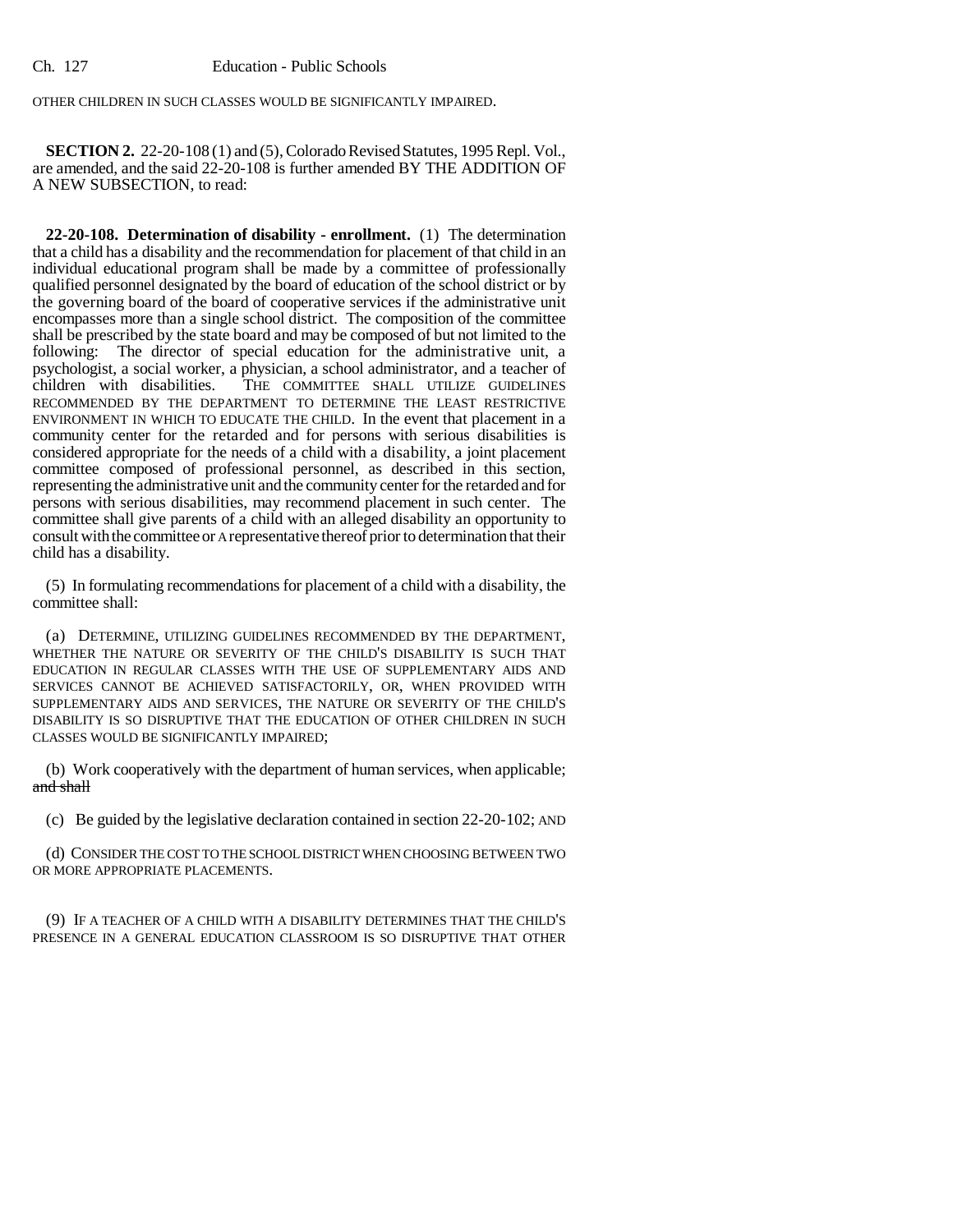OTHER CHILDREN IN SUCH CLASSES WOULD BE SIGNIFICANTLY IMPAIRED.

**SECTION 2.** 22-20-108 (1) and (5), Colorado Revised Statutes, 1995 Repl. Vol., are amended, and the said 22-20-108 is further amended BY THE ADDITION OF A NEW SUBSECTION, to read:

**22-20-108. Determination of disability - enrollment.** (1) The determination that a child has a disability and the recommendation for placement of that child in an individual educational program shall be made by a committee of professionally qualified personnel designated by the board of education of the school district or by the governing board of the board of cooperative services if the administrative unit encompasses more than a single school district. The composition of the committee shall be prescribed by the state board and may be composed of but not limited to the following: The director of special education for the administrative unit, a psychologist, a social worker, a physician, a school administrator, and a teacher of children with disabilities. THE COMMITTEE SHALL UTILIZE GUIDELINES RECOMMENDED BY THE DEPARTMENT TO DETERMINE THE LEAST RESTRICTIVE ENVIRONMENT IN WHICH TO EDUCATE THE CHILD. In the event that placement in a community center for the retarded and for persons with serious disabilities is considered appropriate for the needs of a child with a disability, a joint placement committee composed of professional personnel, as described in this section, representing the administrative unit and the community center for the retarded and for persons with serious disabilities, may recommend placement in such center. The committee shall give parents of a child with an alleged disability an opportunity to consult with the committee or A representative thereof prior to determination that their child has a disability.

(5) In formulating recommendations for placement of a child with a disability, the committee shall:

(a) DETERMINE, UTILIZING GUIDELINES RECOMMENDED BY THE DEPARTMENT, WHETHER THE NATURE OR SEVERITY OF THE CHILD'S DISABILITY IS SUCH THAT EDUCATION IN REGULAR CLASSES WITH THE USE OF SUPPLEMENTARY AIDS AND SERVICES CANNOT BE ACHIEVED SATISFACTORILY, OR, WHEN PROVIDED WITH SUPPLEMENTARY AIDS AND SERVICES, THE NATURE OR SEVERITY OF THE CHILD'S DISABILITY IS SO DISRUPTIVE THAT THE EDUCATION OF OTHER CHILDREN IN SUCH CLASSES WOULD BE SIGNIFICANTLY IMPAIRED;

(b) Work cooperatively with the department of human services, when applicable; ~~and shall~~

(c) Be guided by the legislative declaration contained in section 22-20-102; AND

(d) CONSIDER THE COST TO THE SCHOOL DISTRICT WHEN CHOOSING BETWEEN TWO OR MORE APPROPRIATE PLACEMENTS.

(9) IF A TEACHER OF A CHILD WITH A DISABILITY DETERMINES THAT THE CHILD'S PRESENCE IN A GENERAL EDUCATION CLASSROOM IS SO DISRUPTIVE THAT OTHER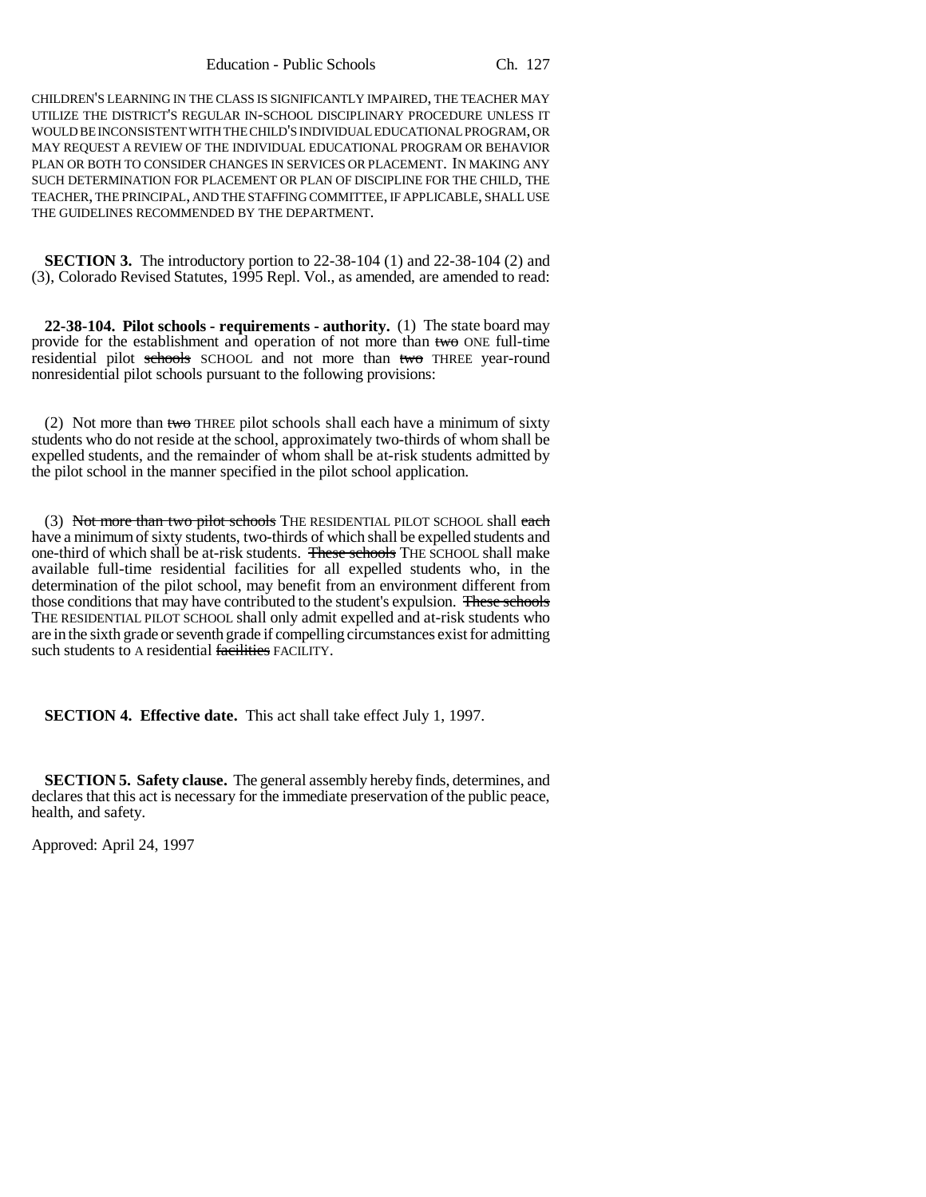CHILDREN'S LEARNING IN THE CLASS IS SIGNIFICANTLY IMPAIRED, THE TEACHER MAY UTILIZE THE DISTRICT'S REGULAR IN-SCHOOL DISCIPLINARY PROCEDURE UNLESS IT WOULD BE INCONSISTENT WITH THE CHILD'S INDIVIDUAL EDUCATIONAL PROGRAM, OR MAY REQUEST A REVIEW OF THE INDIVIDUAL EDUCATIONAL PROGRAM OR BEHAVIOR PLAN OR BOTH TO CONSIDER CHANGES IN SERVICES OR PLACEMENT. IN MAKING ANY SUCH DETERMINATION FOR PLACEMENT OR PLAN OF DISCIPLINE FOR THE CHILD, THE TEACHER, THE PRINCIPAL, AND THE STAFFING COMMITTEE, IF APPLICABLE, SHALL USE THE GUIDELINES RECOMMENDED BY THE DEPARTMENT.

**SECTION 3.** The introductory portion to 22-38-104 (1) and 22-38-104 (2) and (3), Colorado Revised Statutes, 1995 Repl. Vol., as amended, are amended to read:

**22-38-104. Pilot schools - requirements - authority.** (1) The state board may provide for the establishment and operation of not more than ~~two~~ ONE full-time residential pilot ~~schools~~ SCHOOL and not more than ~~two~~ THREE year-round nonresidential pilot schools pursuant to the following provisions:

(2) Not more than ~~two~~ THREE pilot schools shall each have a minimum of sixty students who do not reside at the school, approximately two-thirds of whom shall be expelled students, and the remainder of whom shall be at-risk students admitted by the pilot school in the manner specified in the pilot school application.

(3) ~~Not more than two pilot schools~~ THE RESIDENTIAL PILOT SCHOOL shall ~~each~~ have a minimum of sixty students, two-thirds of which shall be expelled students and one-third of which shall be at-risk students. ~~These schools~~ THE SCHOOL shall make available full-time residential facilities for all expelled students who, in the determination of the pilot school, may benefit from an environment different from those conditions that may have contributed to the student's expulsion. ~~These schools~~ THE RESIDENTIAL PILOT SCHOOL shall only admit expelled and at-risk students who are in the sixth grade or seventh grade if compelling circumstances exist for admitting such students to A residential ~~facilities~~ FACILITY.

**SECTION 4. Effective date.** This act shall take effect July 1, 1997.

**SECTION 5. Safety clause.** The general assembly hereby finds, determines, and declares that this act is necessary for the immediate preservation of the public peace, health, and safety.

Approved: April 24, 1997